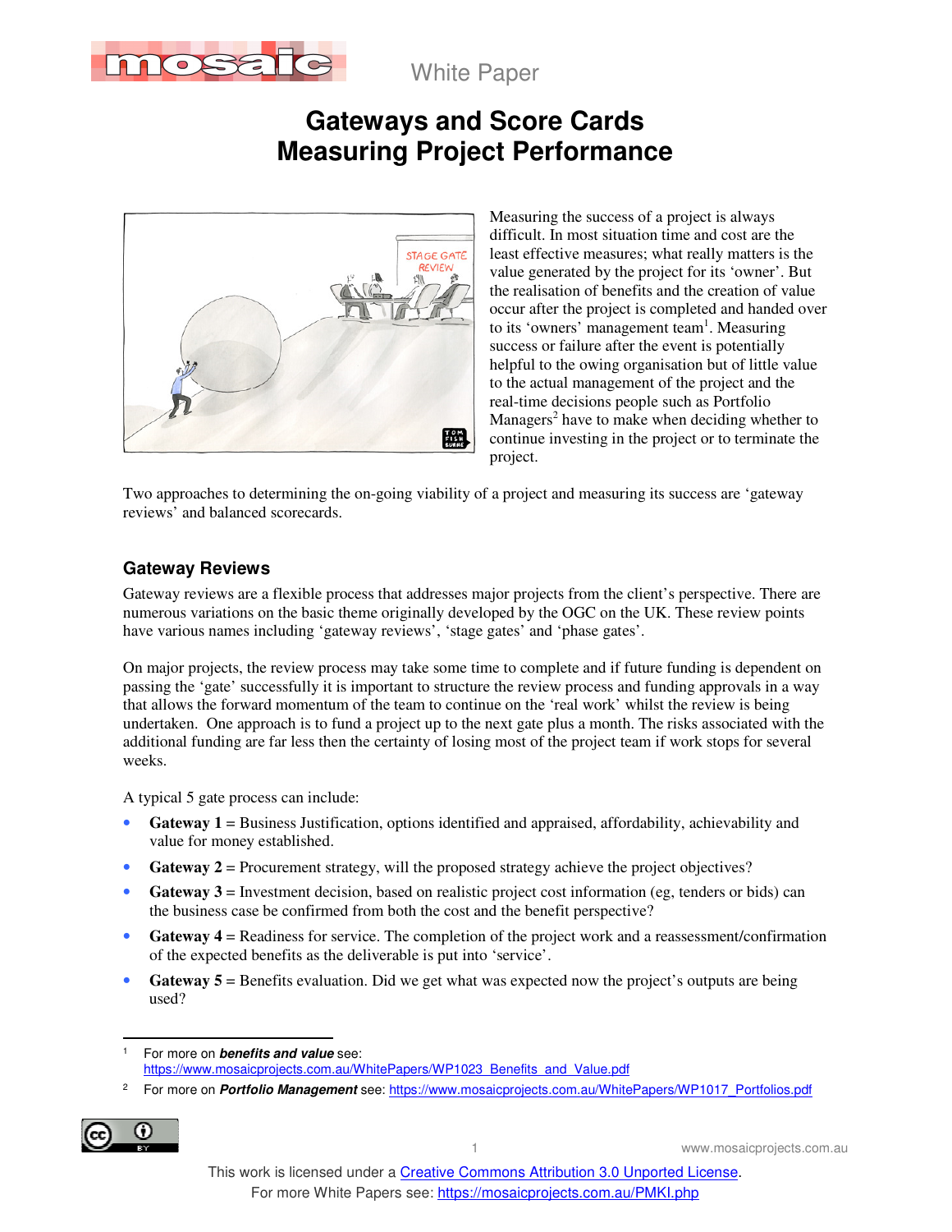# Gateways and Score Cards
# Measuring Project Performance

Measuring the success of a project is always difficult. In most situation time and cost are the least effective measures; what really matters is the value generated by the project for its 'owner'. But the realisation of benefits and the creation of value occur after the project is completed and handed over to its 'owners' management team[1]. Measuring success or failure after the event is potentially helpful to the owing organisation but of little value to the actual management of the project and the real-time decisions people such as Portfolio Managers[2] have to make when deciding whether to continue investing in the project or to terminate the project.

Two approaches to determining the on-going viability of a project and measuring its success are 'gateway reviews' and balanced scorecards.

## Gateway Reviews

Gateway reviews are a flexible process that addresses major projects from the client's perspective. There are numerous variations on the basic theme originally developed by the OGC on the UK. These review points have various names including 'gateway reviews', 'stage gates' and 'phase gates'.

On major projects, the review process may take some time to complete and if future funding is dependent on passing the 'gate' successfully it is important to structure the review process and funding approvals in a way that allows the forward momentum of the team to continue on the 'real work' whilst the review is being undertaken. One approach is to fund a project up to the next gate plus a month. The risks associated with the additional funding are far less then the certainty of losing most of the project team if work stops for several weeks.

A typical 5 gate process can include:

- **Gateway 1** = Business Justification, options identified and appraised, affordability, achievability and value for money established.
- **Gateway 2** = Procurement strategy, will the proposed strategy achieve the project objectives?
- **Gateway 3** = Investment decision, based on realistic project cost information (eg, tenders or bids) can the business case be confirmed from both the cost and the benefit perspective?
- **Gateway 4** = Readiness for service. The completion of the project work and a reassessment/confirmation of the expected benefits as the deliverable is put into 'service'.
- **Gateway 5** = Benefits evaluation. Did we get what was expected now the project's outputs are being used?

---

1 For more on ***benefits and value*** see: https://www.mosaicprojects.com.au/WhitePapers/WP1023_Benefits_and_Value.pdf

2 For more on ***Portfolio Management*** see: https://www.mosaicprojects.com.au/WhitePapers/WP1017_Portfolios.pdf

This work is licensed under a Creative Commons Attribution 3.0 Unported License.
For more White Papers see: https://mosaicprojects.com.au/PMKI.php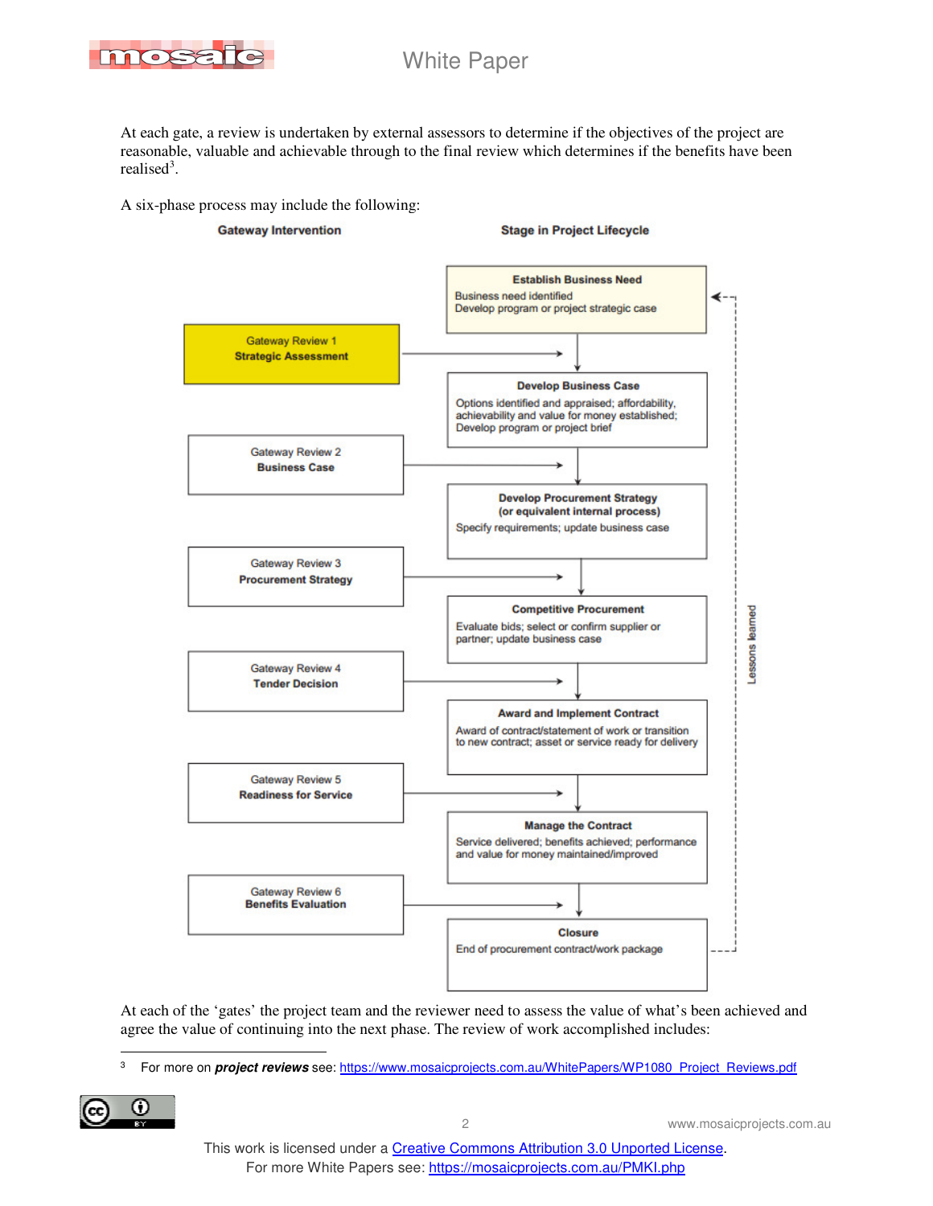At each gate, a review is undertaken by external assessors to determine if the objectives of the project are reasonable, valuable and achievable through to the final review which determines if the benefits have been realised[3].

A six-phase process may include the following:

| Gateway Intervention | Stage in Project Lifecycle |
|---|---|
| | **Establish Business Need**<br>Business need identified<br>Develop program or project strategic case |
| Gateway Review 1<br>**Strategic Assessment** | |
| | **Develop Business Case**<br>Options identified and appraised; affordability, achievability and value for money established; Develop program or project brief |
| Gateway Review 2<br>**Business Case** | |
| | **Develop Procurement Strategy (or equivalent internal process)**<br>Specify requirements; update business case |
| Gateway Review 3<br>**Procurement Strategy** | |
| | **Competitive Procurement**<br>Evaluate bids; select or confirm supplier or partner; update business case |
| Gateway Review 4<br>**Tender Decision** | |
| | **Award and Implement Contract**<br>Award of contract/statement of work or transition to new contract; asset or service ready for delivery |
| Gateway Review 5<br>**Readiness for Service** | |
| | **Manage the Contract**<br>Service delivered; benefits achieved; performance and value for money maintained/improved |
| Gateway Review 6<br>**Benefits Evaluation** | |
| | **Closure**<br>End of procurement contract/work package |

Lessons learned (feedback from Closure to Establish Business Need)

At each of the 'gates' the project team and the reviewer need to assess the value of what's been achieved and agree the value of continuing into the next phase. The review of work accomplished includes:

---

[3] For more on ***project reviews*** see: https://www.mosaicprojects.com.au/WhitePapers/WP1080_Project_Reviews.pdf

This work is licensed under a Creative Commons Attribution 3.0 Unported License.
For more White Papers see: https://mosaicprojects.com.au/PMKI.php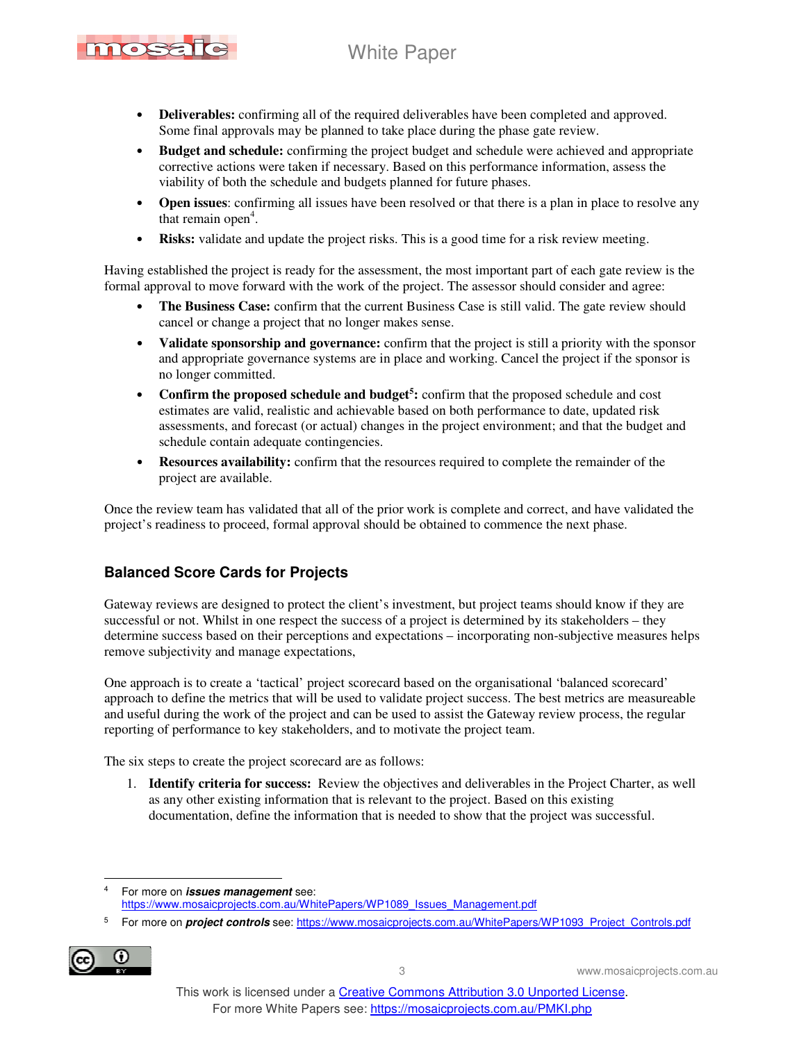- **Deliverables:** confirming all of the required deliverables have been completed and approved. Some final approvals may be planned to take place during the phase gate review.
- **Budget and schedule:** confirming the project budget and schedule were achieved and appropriate corrective actions were taken if necessary. Based on this performance information, assess the viability of both the schedule and budgets planned for future phases.
- **Open issues**: confirming all issues have been resolved or that there is a plan in place to resolve any that remain open[4].
- **Risks:** validate and update the project risks. This is a good time for a risk review meeting.

Having established the project is ready for the assessment, the most important part of each gate review is the formal approval to move forward with the work of the project. The assessor should consider and agree:

- **The Business Case:** confirm that the current Business Case is still valid. The gate review should cancel or change a project that no longer makes sense.
- **Validate sponsorship and governance:** confirm that the project is still a priority with the sponsor and appropriate governance systems are in place and working. Cancel the project if the sponsor is no longer committed.
- **Confirm the proposed schedule and budget[5]:** confirm that the proposed schedule and cost estimates are valid, realistic and achievable based on both performance to date, updated risk assessments, and forecast (or actual) changes in the project environment; and that the budget and schedule contain adequate contingencies.
- **Resources availability:** confirm that the resources required to complete the remainder of the project are available.

Once the review team has validated that all of the prior work is complete and correct, and have validated the project's readiness to proceed, formal approval should be obtained to commence the next phase.

## Balanced Score Cards for Projects

Gateway reviews are designed to protect the client's investment, but project teams should know if they are successful or not. Whilst in one respect the success of a project is determined by its stakeholders – they determine success based on their perceptions and expectations – incorporating non-subjective measures helps remove subjectivity and manage expectations,

One approach is to create a 'tactical' project scorecard based on the organisational 'balanced scorecard' approach to define the metrics that will be used to validate project success. The best metrics are measureable and useful during the work of the project and can be used to assist the Gateway review process, the regular reporting of performance to key stakeholders, and to motivate the project team.

The six steps to create the project scorecard are as follows:

1. **Identify criteria for success:** Review the objectives and deliverables in the Project Charter, as well as any other existing information that is relevant to the project. Based on this existing documentation, define the information that is needed to show that the project was successful.

---

[4] For more on ***issues management*** see: https://www.mosaicprojects.com.au/WhitePapers/WP1089_Issues_Management.pdf

[5] For more on ***project controls*** see: https://www.mosaicprojects.com.au/WhitePapers/WP1093_Project_Controls.pdf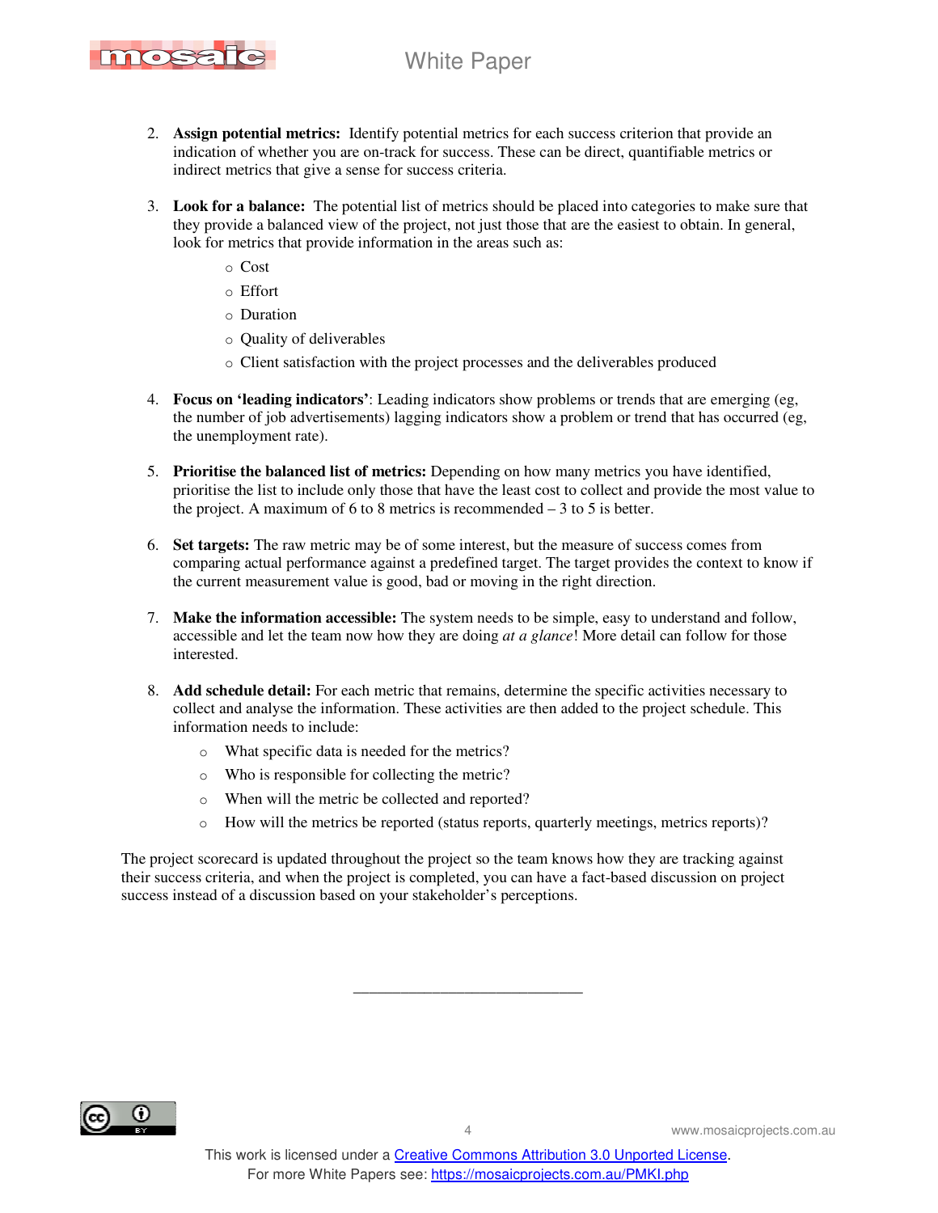2. **Assign potential metrics:** Identify potential metrics for each success criterion that provide an indication of whether you are on-track for success. These can be direct, quantifiable metrics or indirect metrics that give a sense for success criteria.

3. **Look for a balance:** The potential list of metrics should be placed into categories to make sure that they provide a balanced view of the project, not just those that are the easiest to obtain. In general, look for metrics that provide information in the areas such as:
   - Cost
   - Effort
   - Duration
   - Quality of deliverables
   - Client satisfaction with the project processes and the deliverables produced

4. **Focus on 'leading indicators'**: Leading indicators show problems or trends that are emerging (eg, the number of job advertisements) lagging indicators show a problem or trend that has occurred (eg, the unemployment rate).

5. **Prioritise the balanced list of metrics:** Depending on how many metrics you have identified, prioritise the list to include only those that have the least cost to collect and provide the most value to the project. A maximum of 6 to 8 metrics is recommended – 3 to 5 is better.

6. **Set targets:** The raw metric may be of some interest, but the measure of success comes from comparing actual performance against a predefined target. The target provides the context to know if the current measurement value is good, bad or moving in the right direction.

7. **Make the information accessible:** The system needs to be simple, easy to understand and follow, accessible and let the team now how they are doing *at a glance*! More detail can follow for those interested.

8. **Add schedule detail:** For each metric that remains, determine the specific activities necessary to collect and analyse the information. These activities are then added to the project schedule. This information needs to include:
   - What specific data is needed for the metrics?
   - Who is responsible for collecting the metric?
   - When will the metric be collected and reported?
   - How will the metrics be reported (status reports, quarterly meetings, metrics reports)?

The project scorecard is updated throughout the project so the team knows how they are tracking against their success criteria, and when the project is completed, you can have a fact-based discussion on project success instead of a discussion based on your stakeholder's perceptions.

\_\_\_\_\_\_\_\_\_\_\_\_\_\_\_\_\_\_\_\_\_\_\_\_\_\_\_\_

This work is licensed under a [Creative Commons Attribution 3.0 Unported License](https://creativecommons.org/licenses/by/3.0/).
For more White Papers see: [https://mosaicprojects.com.au/PMKI.php](https://mosaicprojects.com.au/PMKI.php)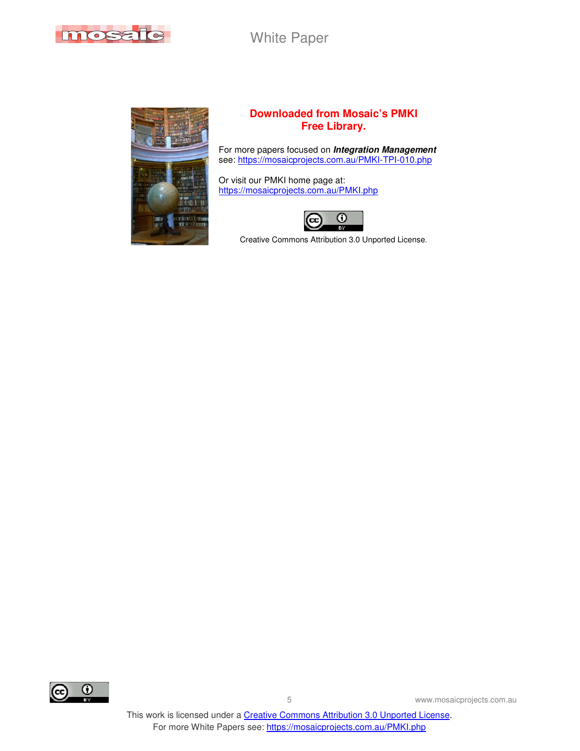**Downloaded from Mosaic's PMKI Free Library.**

For more papers focused on ***Integration Management*** see: https://mosaicprojects.com.au/PMKI-TPI-010.php

Or visit our PMKI home page at: https://mosaicprojects.com.au/PMKI.php

Creative Commons Attribution 3.0 Unported License.